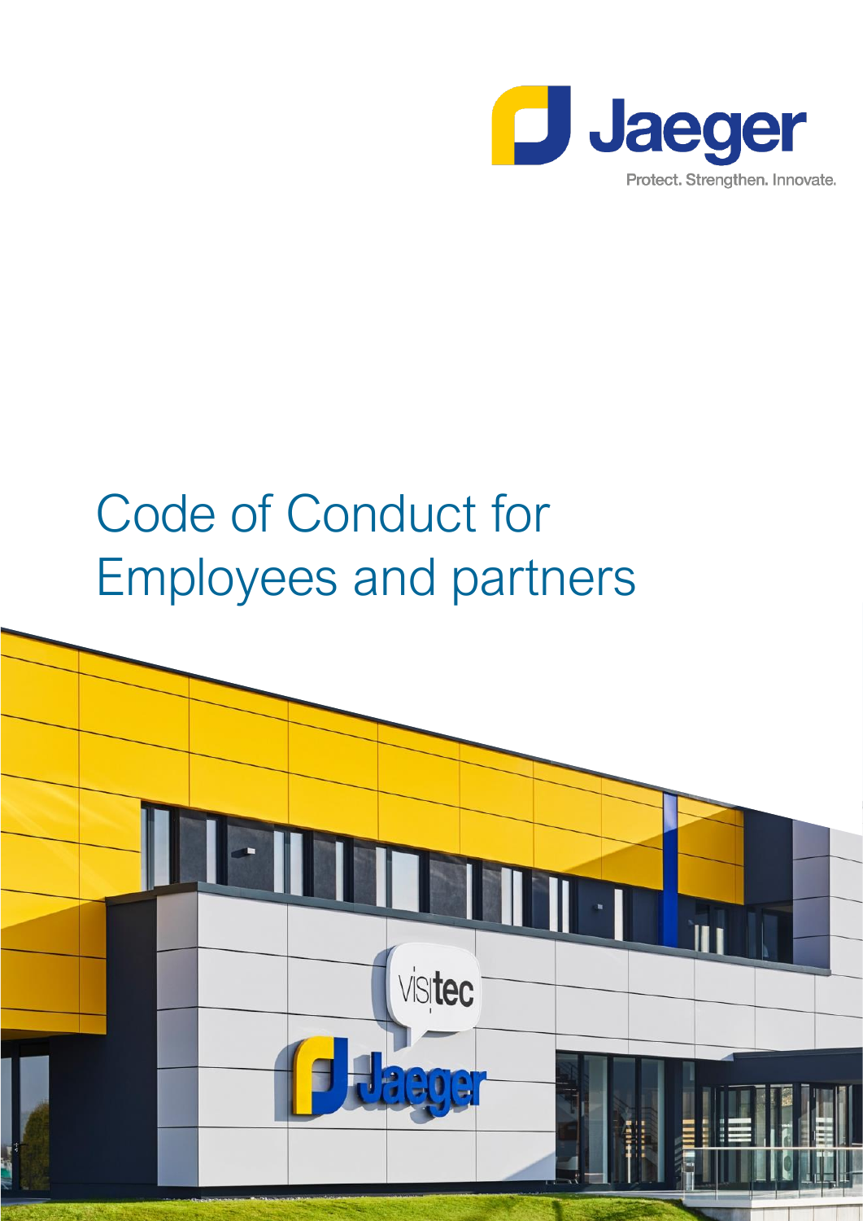Jaeger

Protect. Strengthen. Innovate.

# Code of Conduct for Employees and partners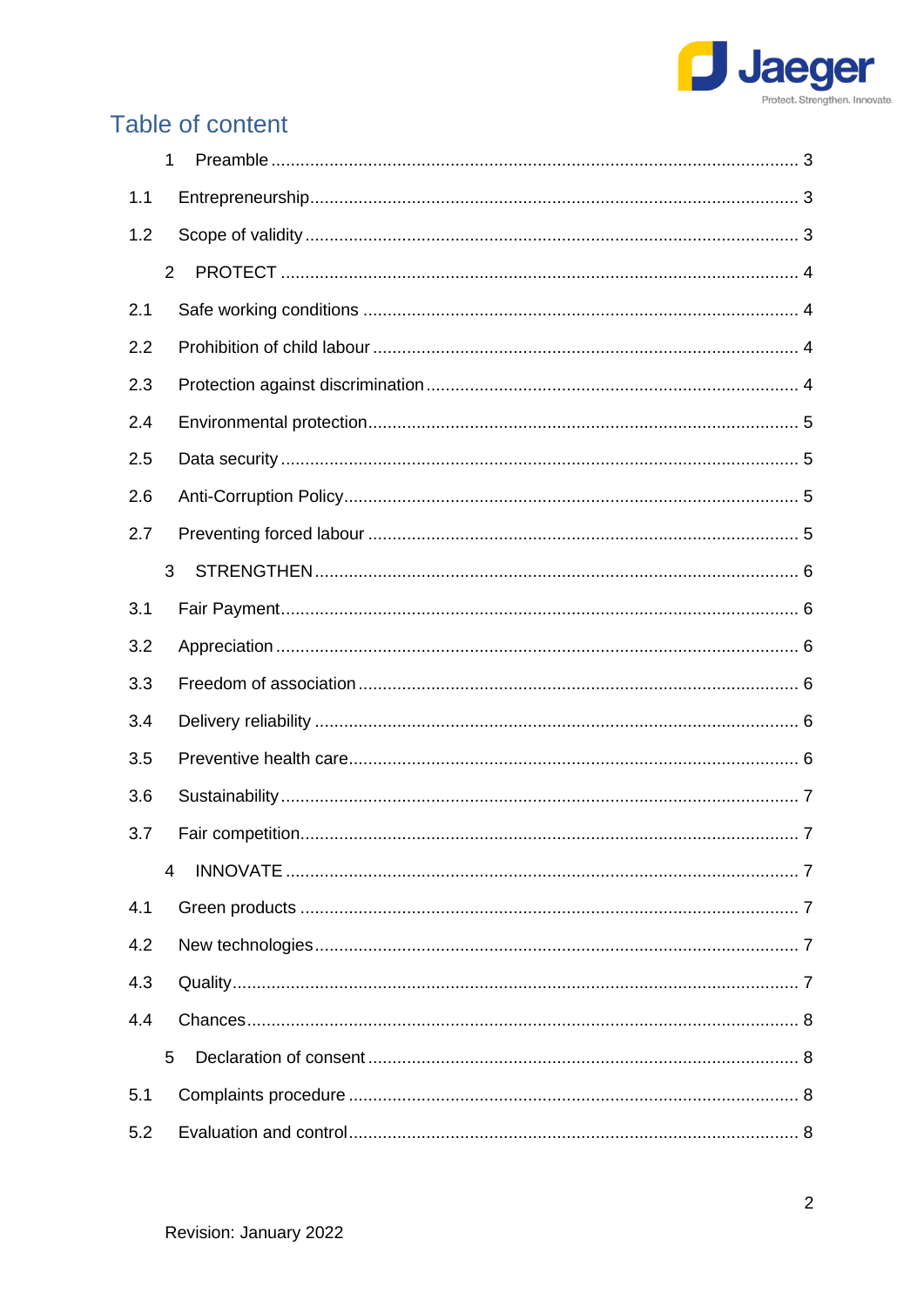## Table of content

1 Preamble ... 3

1.1 Entrepreneurship ... 3

1.2 Scope of validity ... 3

2 PROTECT ... 4

2.1 Safe working conditions ... 4

2.2 Prohibition of child labour ... 4

2.3 Protection against discrimination ... 4

2.4 Environmental protection ... 5

2.5 Data security ... 5

2.6 Anti-Corruption Policy ... 5

2.7 Preventing forced labour ... 5

3 STRENGTHEN ... 6

3.1 Fair Payment ... 6

3.2 Appreciation ... 6

3.3 Freedom of association ... 6

3.4 Delivery reliability ... 6

3.5 Preventive health care ... 6

3.6 Sustainability ... 7

3.7 Fair competition ... 7

4 INNOVATE ... 7

4.1 Green products ... 7

4.2 New technologies ... 7

4.3 Quality ... 7

4.4 Chances ... 8

5 Declaration of consent ... 8

5.1 Complaints procedure ... 8

5.2 Evaluation and control ... 8

Revision: January 2022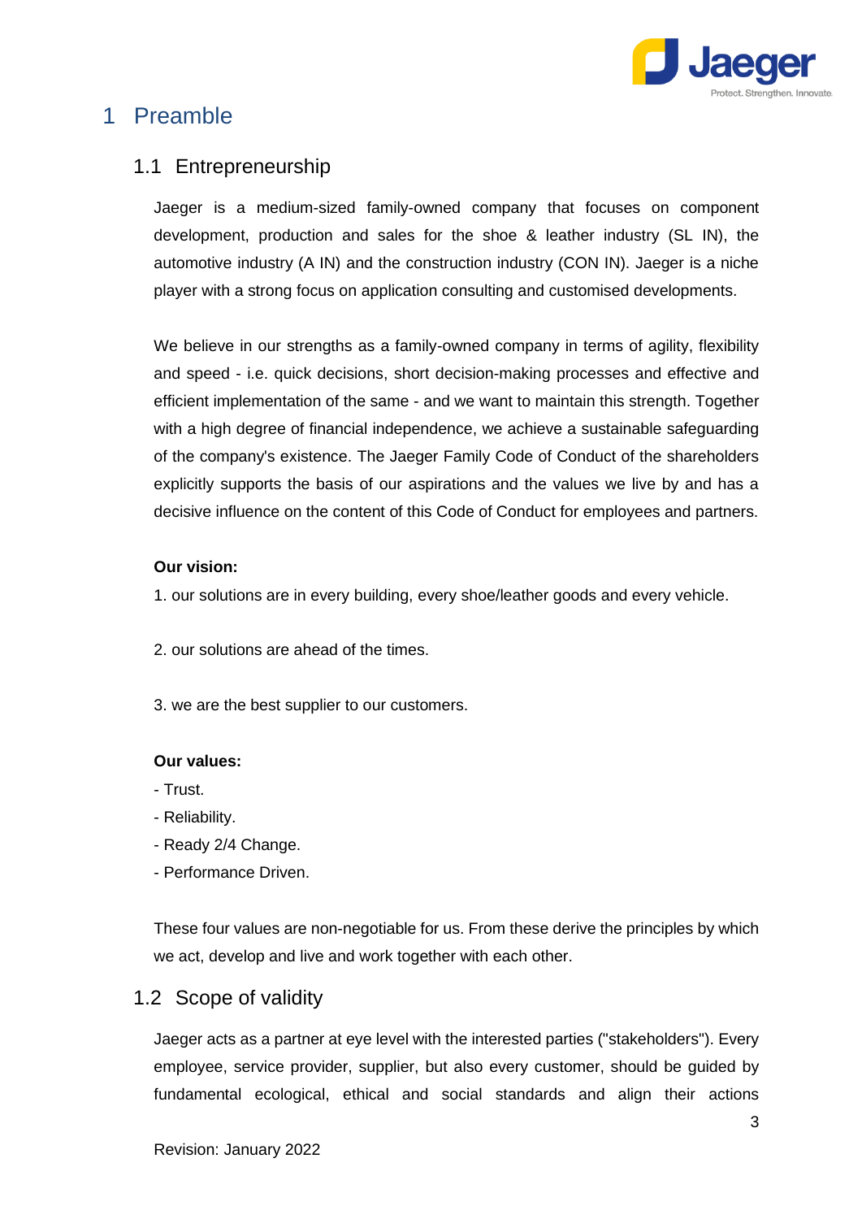# 1 Preamble

## 1.1 Entrepreneurship

Jaeger is a medium-sized family-owned company that focuses on component development, production and sales for the shoe & leather industry (SL IN), the automotive industry (A IN) and the construction industry (CON IN). Jaeger is a niche player with a strong focus on application consulting and customised developments.

We believe in our strengths as a family-owned company in terms of agility, flexibility and speed - i.e. quick decisions, short decision-making processes and effective and efficient implementation of the same - and we want to maintain this strength. Together with a high degree of financial independence, we achieve a sustainable safeguarding of the company's existence. The Jaeger Family Code of Conduct of the shareholders explicitly supports the basis of our aspirations and the values we live by and has a decisive influence on the content of this Code of Conduct for employees and partners.

**Our vision:**

1. our solutions are in every building, every shoe/leather goods and every vehicle.

2. our solutions are ahead of the times.

3. we are the best supplier to our customers.

**Our values:**

- Trust.
- Reliability.
- Ready 2/4 Change.
- Performance Driven.

These four values are non-negotiable for us. From these derive the principles by which we act, develop and live and work together with each other.

## 1.2 Scope of validity

Jaeger acts as a partner at eye level with the interested parties ("stakeholders"). Every employee, service provider, supplier, but also every customer, should be guided by fundamental ecological, ethical and social standards and align their actions

Revision: January 2022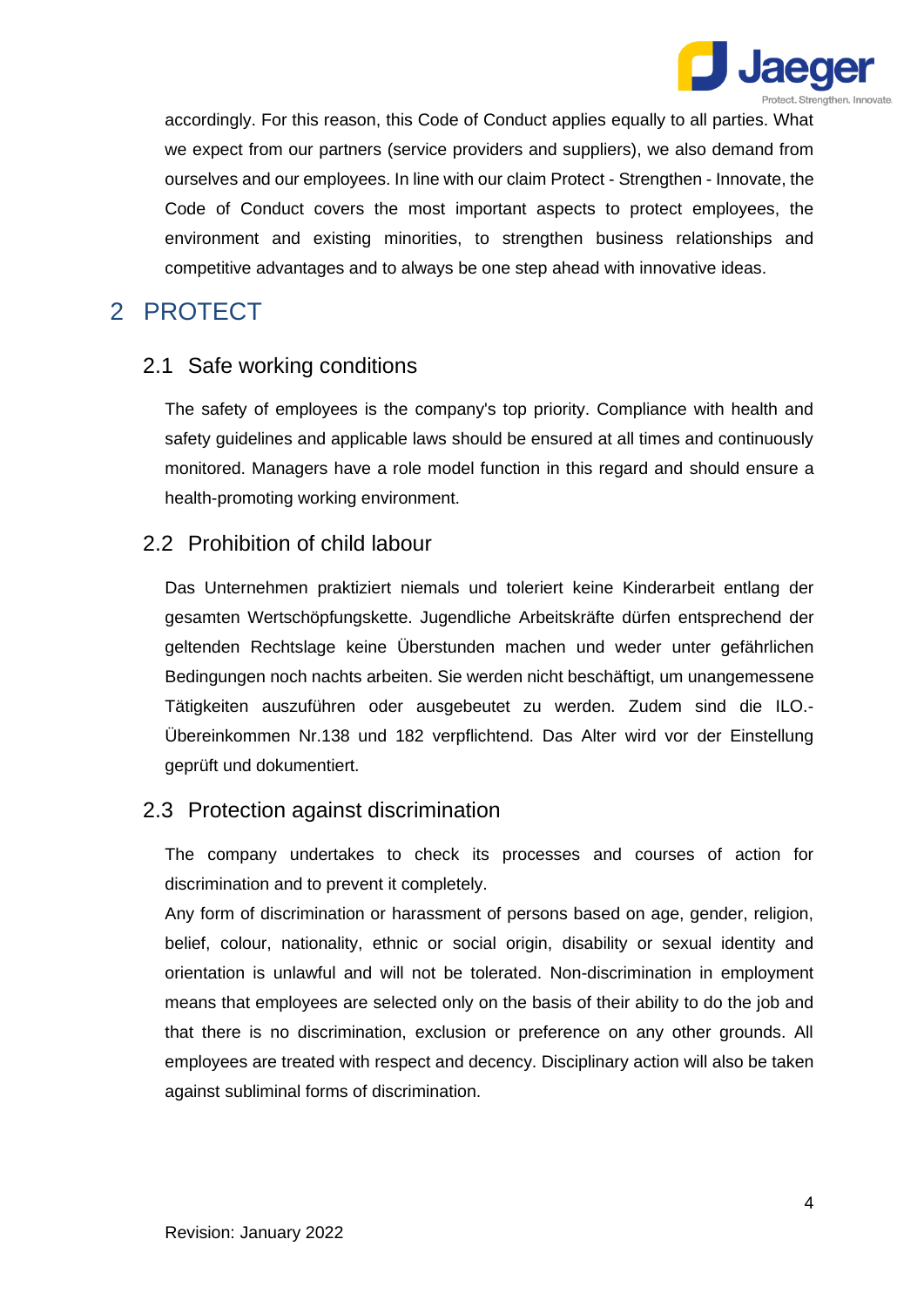accordingly. For this reason, this Code of Conduct applies equally to all parties. What we expect from our partners (service providers and suppliers), we also demand from ourselves and our employees. In line with our claim Protect - Strengthen - Innovate, the Code of Conduct covers the most important aspects to protect employees, the environment and existing minorities, to strengthen business relationships and competitive advantages and to always be one step ahead with innovative ideas.

# 2 PROTECT

## 2.1 Safe working conditions

The safety of employees is the company's top priority. Compliance with health and safety guidelines and applicable laws should be ensured at all times and continuously monitored. Managers have a role model function in this regard and should ensure a health-promoting working environment.

## 2.2 Prohibition of child labour

Das Unternehmen praktiziert niemals und toleriert keine Kinderarbeit entlang der gesamten Wertschöpfungskette. Jugendliche Arbeitskräfte dürfen entsprechend der geltenden Rechtslage keine Überstunden machen und weder unter gefährlichen Bedingungen noch nachts arbeiten. Sie werden nicht beschäftigt, um unangemessene Tätigkeiten auszuführen oder ausgebeutet zu werden. Zudem sind die ILO.-Übereinkommen Nr.138 und 182 verpflichtend. Das Alter wird vor der Einstellung geprüft und dokumentiert.

## 2.3 Protection against discrimination

The company undertakes to check its processes and courses of action for discrimination and to prevent it completely.

Any form of discrimination or harassment of persons based on age, gender, religion, belief, colour, nationality, ethnic or social origin, disability or sexual identity and orientation is unlawful and will not be tolerated. Non-discrimination in employment means that employees are selected only on the basis of their ability to do the job and that there is no discrimination, exclusion or preference on any other grounds. All employees are treated with respect and decency. Disciplinary action will also be taken against subliminal forms of discrimination.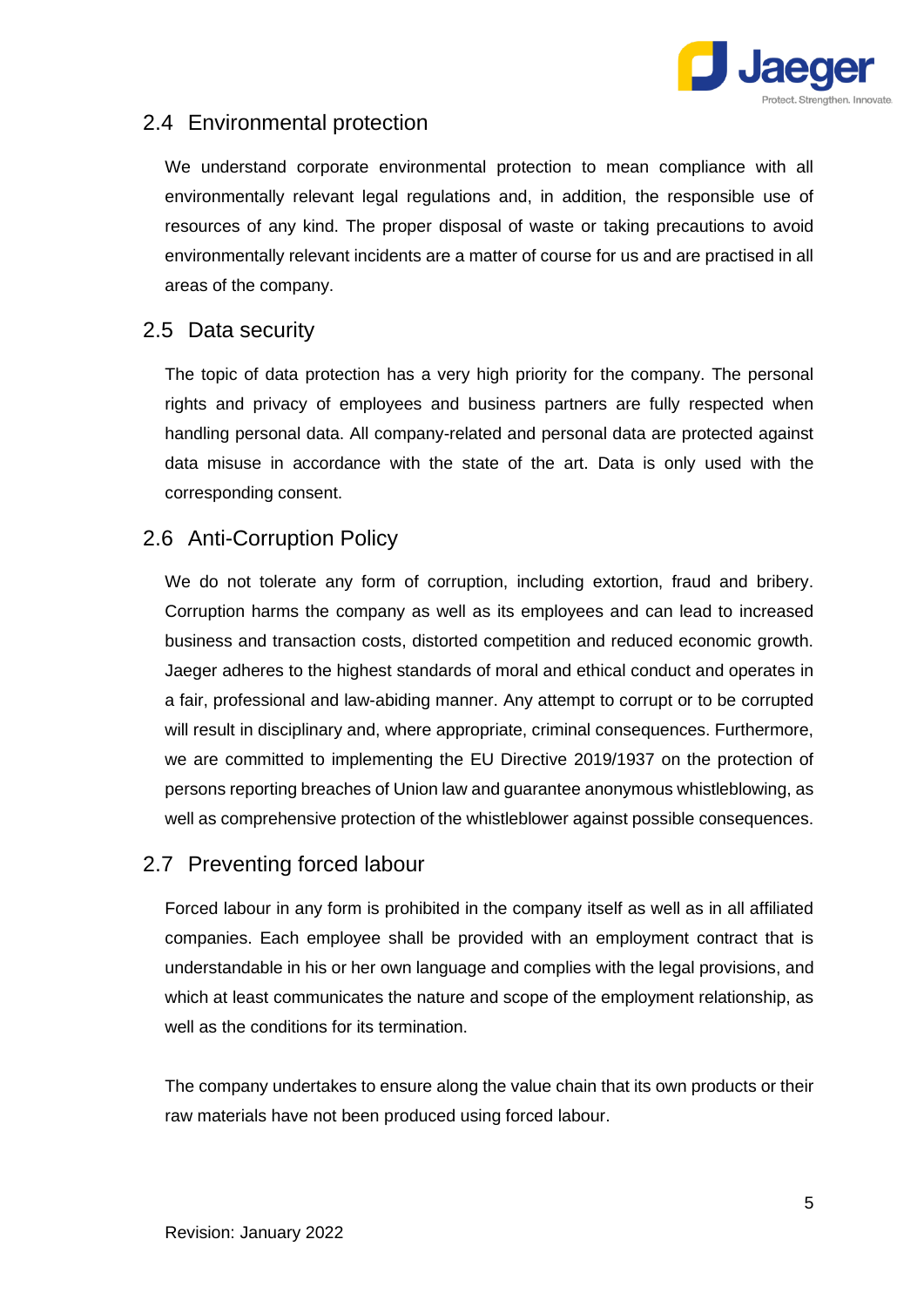## 2.4 Environmental protection

We understand corporate environmental protection to mean compliance with all environmentally relevant legal regulations and, in addition, the responsible use of resources of any kind. The proper disposal of waste or taking precautions to avoid environmentally relevant incidents are a matter of course for us and are practised in all areas of the company.

## 2.5 Data security

The topic of data protection has a very high priority for the company. The personal rights and privacy of employees and business partners are fully respected when handling personal data. All company-related and personal data are protected against data misuse in accordance with the state of the art. Data is only used with the corresponding consent.

## 2.6 Anti-Corruption Policy

We do not tolerate any form of corruption, including extortion, fraud and bribery. Corruption harms the company as well as its employees and can lead to increased business and transaction costs, distorted competition and reduced economic growth. Jaeger adheres to the highest standards of moral and ethical conduct and operates in a fair, professional and law-abiding manner. Any attempt to corrupt or to be corrupted will result in disciplinary and, where appropriate, criminal consequences. Furthermore, we are committed to implementing the EU Directive 2019/1937 on the protection of persons reporting breaches of Union law and guarantee anonymous whistleblowing, as well as comprehensive protection of the whistleblower against possible consequences.

## 2.7 Preventing forced labour

Forced labour in any form is prohibited in the company itself as well as in all affiliated companies. Each employee shall be provided with an employment contract that is understandable in his or her own language and complies with the legal provisions, and which at least communicates the nature and scope of the employment relationship, as well as the conditions for its termination.

The company undertakes to ensure along the value chain that its own products or their raw materials have not been produced using forced labour.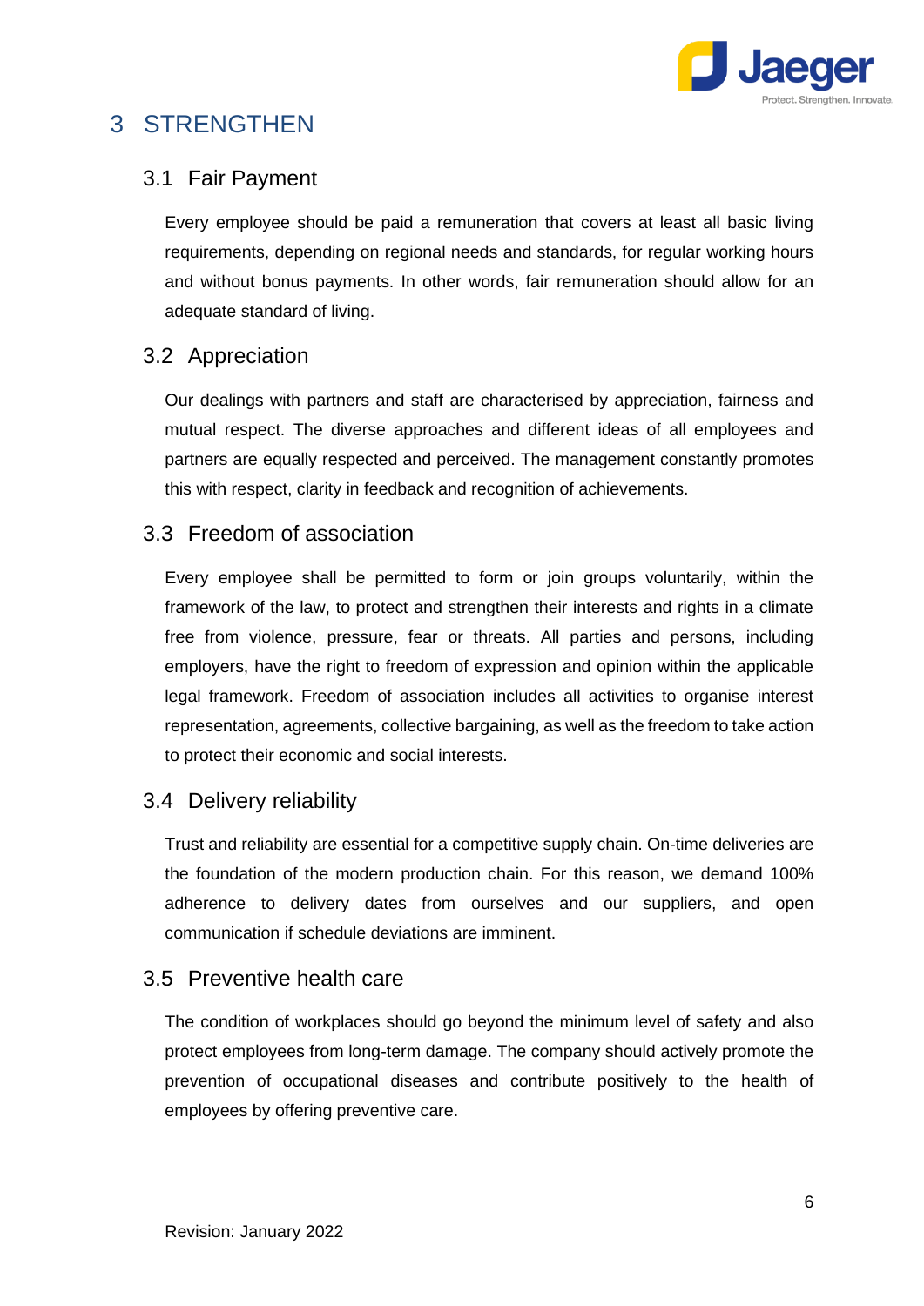# 3 STRENGTHEN

## 3.1 Fair Payment

Every employee should be paid a remuneration that covers at least all basic living requirements, depending on regional needs and standards, for regular working hours and without bonus payments. In other words, fair remuneration should allow for an adequate standard of living.

## 3.2 Appreciation

Our dealings with partners and staff are characterised by appreciation, fairness and mutual respect. The diverse approaches and different ideas of all employees and partners are equally respected and perceived. The management constantly promotes this with respect, clarity in feedback and recognition of achievements.

## 3.3 Freedom of association

Every employee shall be permitted to form or join groups voluntarily, within the framework of the law, to protect and strengthen their interests and rights in a climate free from violence, pressure, fear or threats. All parties and persons, including employers, have the right to freedom of expression and opinion within the applicable legal framework. Freedom of association includes all activities to organise interest representation, agreements, collective bargaining, as well as the freedom to take action to protect their economic and social interests.

## 3.4 Delivery reliability

Trust and reliability are essential for a competitive supply chain. On-time deliveries are the foundation of the modern production chain. For this reason, we demand 100% adherence to delivery dates from ourselves and our suppliers, and open communication if schedule deviations are imminent.

## 3.5 Preventive health care

The condition of workplaces should go beyond the minimum level of safety and also protect employees from long-term damage. The company should actively promote the prevention of occupational diseases and contribute positively to the health of employees by offering preventive care.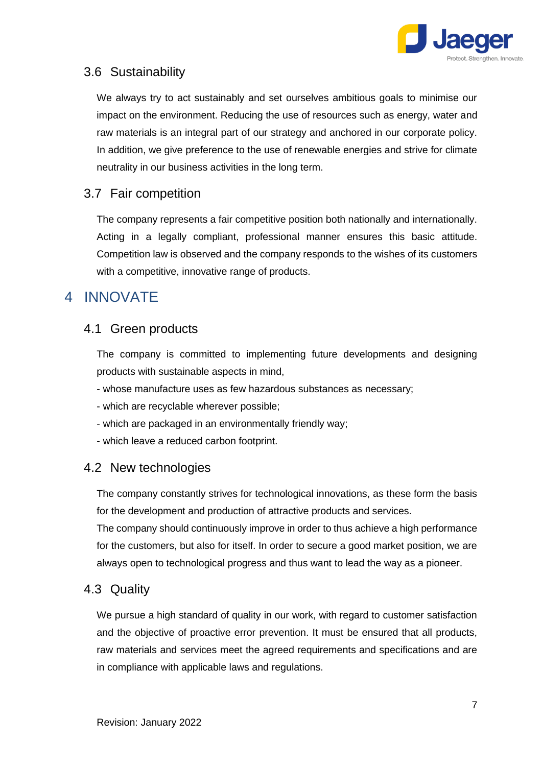### 3.6 Sustainability

We always try to act sustainably and set ourselves ambitious goals to minimise our impact on the environment. Reducing the use of resources such as energy, water and raw materials is an integral part of our strategy and anchored in our corporate policy. In addition, we give preference to the use of renewable energies and strive for climate neutrality in our business activities in the long term.

### 3.7 Fair competition

The company represents a fair competitive position both nationally and internationally. Acting in a legally compliant, professional manner ensures this basic attitude. Competition law is observed and the company responds to the wishes of its customers with a competitive, innovative range of products.

## 4 INNOVATE

### 4.1 Green products

The company is committed to implementing future developments and designing products with sustainable aspects in mind,

- whose manufacture uses as few hazardous substances as necessary;
- which are recyclable wherever possible;
- which are packaged in an environmentally friendly way;
- which leave a reduced carbon footprint.

### 4.2 New technologies

The company constantly strives for technological innovations, as these form the basis for the development and production of attractive products and services.
The company should continuously improve in order to thus achieve a high performance for the customers, but also for itself. In order to secure a good market position, we are always open to technological progress and thus want to lead the way as a pioneer.

### 4.3 Quality

We pursue a high standard of quality in our work, with regard to customer satisfaction and the objective of proactive error prevention. It must be ensured that all products, raw materials and services meet the agreed requirements and specifications and are in compliance with applicable laws and regulations.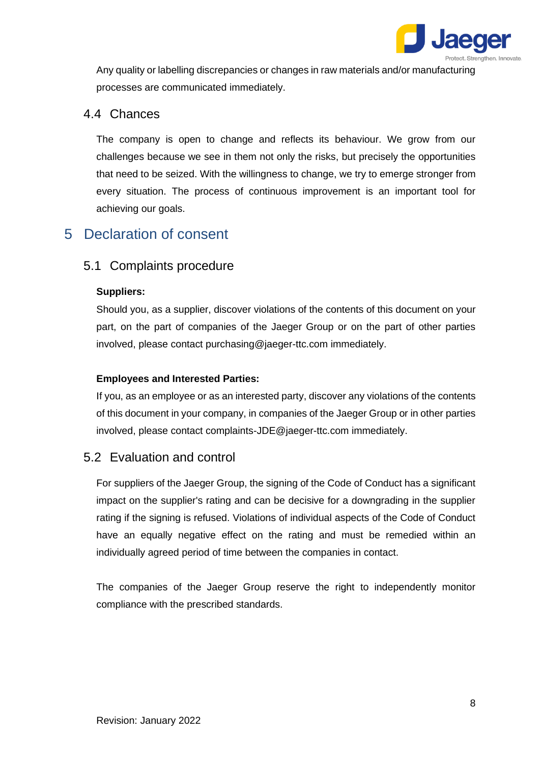Any quality or labelling discrepancies or changes in raw materials and/or manufacturing processes are communicated immediately.

### 4.4 Chances

The company is open to change and reflects its behaviour. We grow from our challenges because we see in them not only the risks, but precisely the opportunities that need to be seized. With the willingness to change, we try to emerge stronger from every situation. The process of continuous improvement is an important tool for achieving our goals.

## 5 Declaration of consent

### 5.1 Complaints procedure

**Suppliers:**

Should you, as a supplier, discover violations of the contents of this document on your part, on the part of companies of the Jaeger Group or on the part of other parties involved, please contact purchasing@jaeger-ttc.com immediately.

**Employees and Interested Parties:**

If you, as an employee or as an interested party, discover any violations of the contents of this document in your company, in companies of the Jaeger Group or in other parties involved, please contact complaints-JDE@jaeger-ttc.com immediately.

### 5.2 Evaluation and control

For suppliers of the Jaeger Group, the signing of the Code of Conduct has a significant impact on the supplier's rating and can be decisive for a downgrading in the supplier rating if the signing is refused. Violations of individual aspects of the Code of Conduct have an equally negative effect on the rating and must be remedied within an individually agreed period of time between the companies in contact.

The companies of the Jaeger Group reserve the right to independently monitor compliance with the prescribed standards.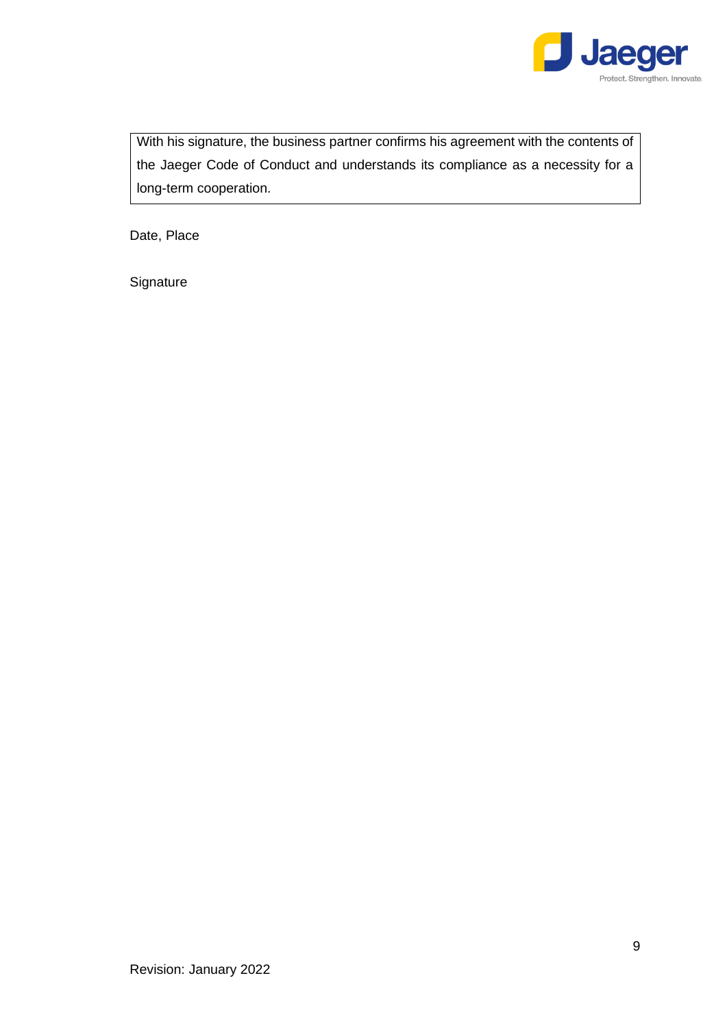With his signature, the business partner confirms his agreement with the contents of the Jaeger Code of Conduct and understands its compliance as a necessity for a long-term cooperation.

Date, Place

Signature

Revision: January 2022